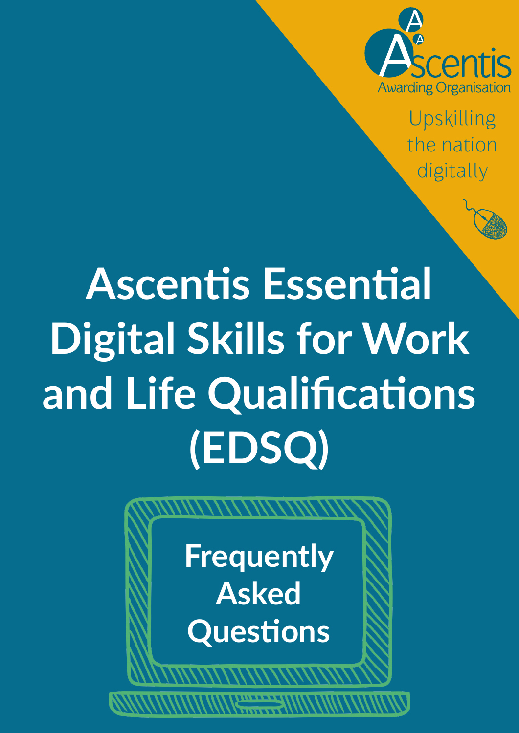Ascentis
Awarding Organisation

Upskilling the nation digitally

# Ascentis Essential Digital Skills for Work and Life Qualifications (EDSQ)

## Frequently Asked Questions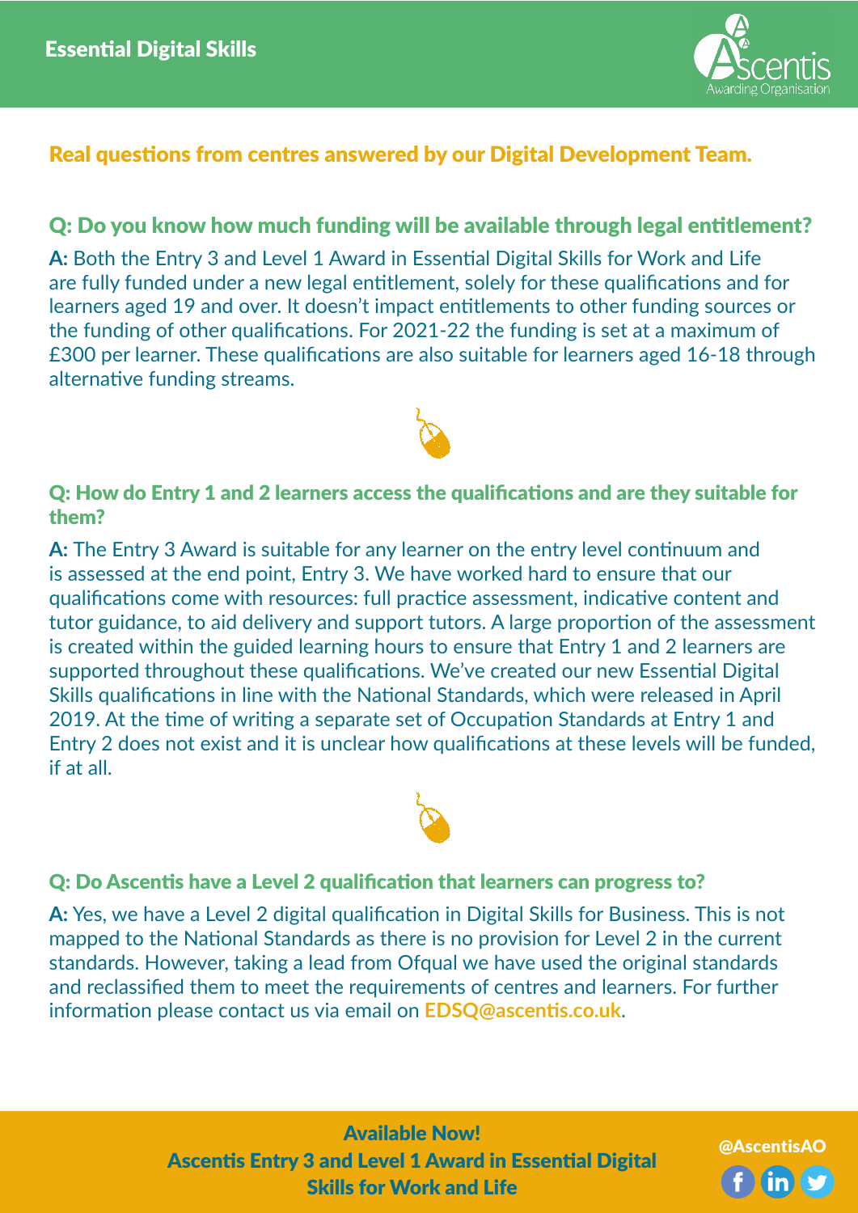Essential Digital Skills

## Real questions from centres answered by our Digital Development Team.

### Q: Do you know how much funding will be available through legal entitlement?

**A:** Both the Entry 3 and Level 1 Award in Essential Digital Skills for Work and Life are fully funded under a new legal entitlement, solely for these qualifications and for learners aged 19 and over. It doesn't impact entitlements to other funding sources or the funding of other qualifications. For 2021-22 the funding is set at a maximum of £300 per learner. These qualifications are also suitable for learners aged 16-18 through alternative funding streams.

### Q: How do Entry 1 and 2 learners access the qualifications and are they suitable for them?

**A:** The Entry 3 Award is suitable for any learner on the entry level continuum and is assessed at the end point, Entry 3. We have worked hard to ensure that our qualifications come with resources: full practice assessment, indicative content and tutor guidance, to aid delivery and support tutors. A large proportion of the assessment is created within the guided learning hours to ensure that Entry 1 and 2 learners are supported throughout these qualifications. We've created our new Essential Digital Skills qualifications in line with the National Standards, which were released in April 2019. At the time of writing a separate set of Occupation Standards at Entry 1 and Entry 2 does not exist and it is unclear how qualifications at these levels will be funded, if at all.

### Q: Do Ascentis have a Level 2 qualification that learners can progress to?

**A:** Yes, we have a Level 2 digital qualification in Digital Skills for Business. This is not mapped to the National Standards as there is no provision for Level 2 in the current standards. However, taking a lead from Ofqual we have used the original standards and reclassified them to meet the requirements of centres and learners. For further information please contact us via email on **EDSQ@ascentis.co.uk**.

**Available Now!**
**Ascentis Entry 3 and Level 1 Award in Essential Digital Skills for Work and Life**

@AscentisAO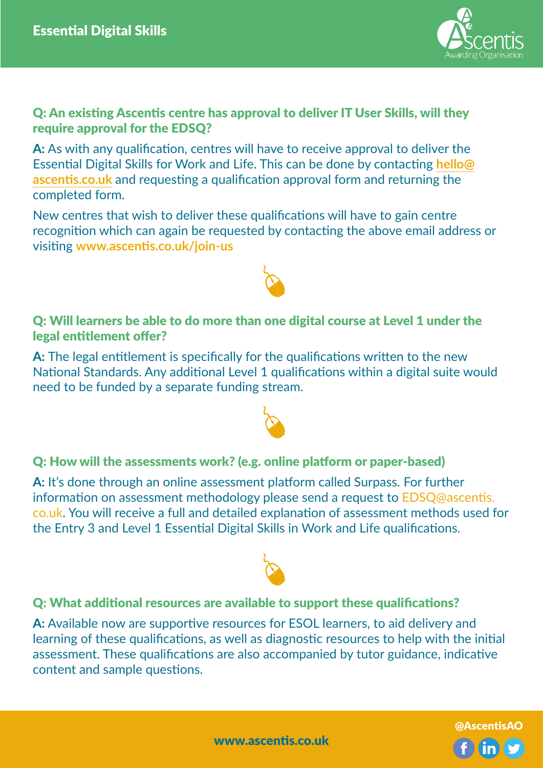**Q: An existing Ascentis centre has approval to deliver IT User Skills, will they require approval for the EDSQ?**

**A:** As with any qualification, centres will have to receive approval to deliver the Essential Digital Skills for Work and Life. This can be done by contacting **hello@ascentis.co.uk** and requesting a qualification approval form and returning the completed form.

New centres that wish to deliver these qualifications will have to gain centre recognition which can again be requested by contacting the above email address or visiting **www.ascentis.co.uk/join-us**

**Q: Will learners be able to do more than one digital course at Level 1 under the legal entitlement offer?**

**A:** The legal entitlement is specifically for the qualifications written to the new National Standards. Any additional Level 1 qualifications within a digital suite would need to be funded by a separate funding stream.

**Q: How will the assessments work? (e.g. online platform or paper-based)**

**A:** It's done through an online assessment platform called Surpass. For further information on assessment methodology please send a request to EDSQ@ascentis.co.uk. You will receive a full and detailed explanation of assessment methods used for the Entry 3 and Level 1 Essential Digital Skills in Work and Life qualifications.

**Q: What additional resources are available to support these qualifications?**

**A:** Available now are supportive resources for ESOL learners, to aid delivery and learning of these qualifications, as well as diagnostic resources to help with the initial assessment. These qualifications are also accompanied by tutor guidance, indicative content and sample questions.